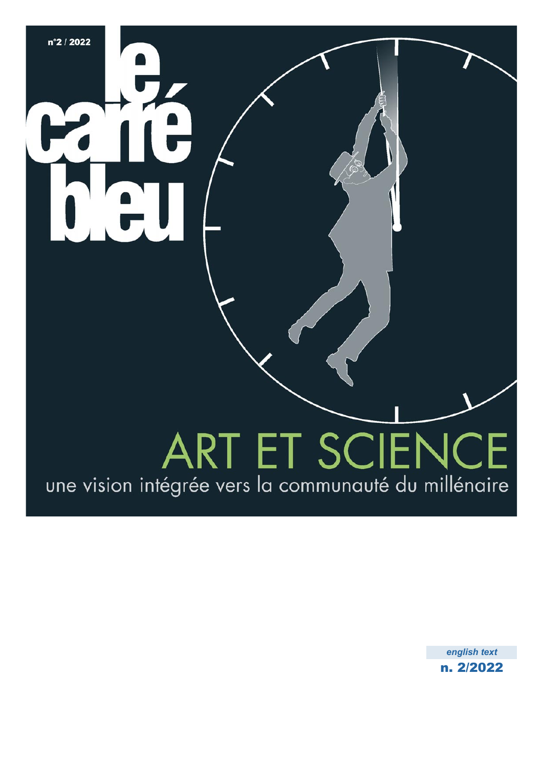n°2 / 2022

# le carré bleu

## ART ET SCIENCE

une vision intégrée vers la communauté du millénaire

*english text*

n. 2/2022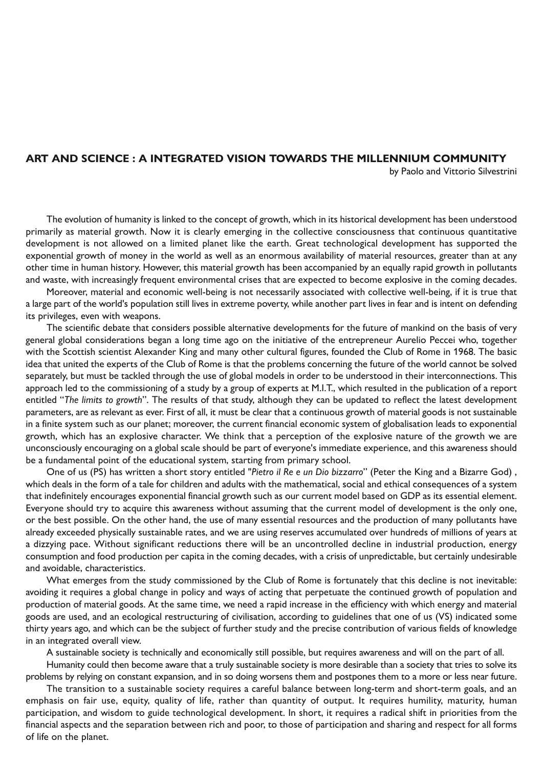## ART AND SCIENCE : A INTEGRATED VISION TOWARDS THE MILLENNIUM COMMUNITY

by Paolo and Vittorio Silvestrini

The evolution of humanity is linked to the concept of growth, which in its historical development has been understood primarily as material growth. Now it is clearly emerging in the collective consciousness that continuous quantitative development is not allowed on a limited planet like the earth. Great technological development has supported the exponential growth of money in the world as well as an enormous availability of material resources, greater than at any other time in human history. However, this material growth has been accompanied by an equally rapid growth in pollutants and waste, with increasingly frequent environmental crises that are expected to become explosive in the coming decades.

Moreover, material and economic well-being is not necessarily associated with collective well-being, if it is true that a large part of the world's population still lives in extreme poverty, while another part lives in fear and is intent on defending its privileges, even with weapons.

The scientific debate that considers possible alternative developments for the future of mankind on the basis of very general global considerations began a long time ago on the initiative of the entrepreneur Aurelio Peccei who, together with the Scottish scientist Alexander King and many other cultural figures, founded the Club of Rome in 1968. The basic idea that united the experts of the Club of Rome is that the problems concerning the future of the world cannot be solved separately, but must be tackled through the use of global models in order to be understood in their interconnections. This approach led to the commissioning of a study by a group of experts at M.I.T., which resulted in the publication of a report entitled "*The limits to growth*". The results of that study, although they can be updated to reflect the latest development parameters, are as relevant as ever. First of all, it must be clear that a continuous growth of material goods is not sustainable in a finite system such as our planet; moreover, the current financial economic system of globalisation leads to exponential growth, which has an explosive character. We think that a perception of the explosive nature of the growth we are unconsciously encouraging on a global scale should be part of everyone's immediate experience, and this awareness should be a fundamental point of the educational system, starting from primary school.

One of us (PS) has written a short story entitled "*Pietro il Re e un Dio bizzarro*" (Peter the King and a Bizarre God) , which deals in the form of a tale for children and adults with the mathematical, social and ethical consequences of a system that indefinitely encourages exponential financial growth such as our current model based on GDP as its essential element. Everyone should try to acquire this awareness without assuming that the current model of development is the only one, or the best possible. On the other hand, the use of many essential resources and the production of many pollutants have already exceeded physically sustainable rates, and we are using reserves accumulated over hundreds of millions of years at a dizzying pace. Without significant reductions there will be an uncontrolled decline in industrial production, energy consumption and food production per capita in the coming decades, with a crisis of unpredictable, but certainly undesirable and avoidable, characteristics.

What emerges from the study commissioned by the Club of Rome is fortunately that this decline is not inevitable: avoiding it requires a global change in policy and ways of acting that perpetuate the continued growth of population and production of material goods. At the same time, we need a rapid increase in the efficiency with which energy and material goods are used, and an ecological restructuring of civilisation, according to guidelines that one of us (VS) indicated some thirty years ago, and which can be the subject of further study and the precise contribution of various fields of knowledge in an integrated overall view.

A sustainable society is technically and economically still possible, but requires awareness and will on the part of all.

Humanity could then become aware that a truly sustainable society is more desirable than a society that tries to solve its problems by relying on constant expansion, and in so doing worsens them and postpones them to a more or less near future.

The transition to a sustainable society requires a careful balance between long-term and short-term goals, and an emphasis on fair use, equity, quality of life, rather than quantity of output. It requires humility, maturity, human participation, and wisdom to guide technological development. In short, it requires a radical shift in priorities from the financial aspects and the separation between rich and poor, to those of participation and sharing and respect for all forms of life on the planet.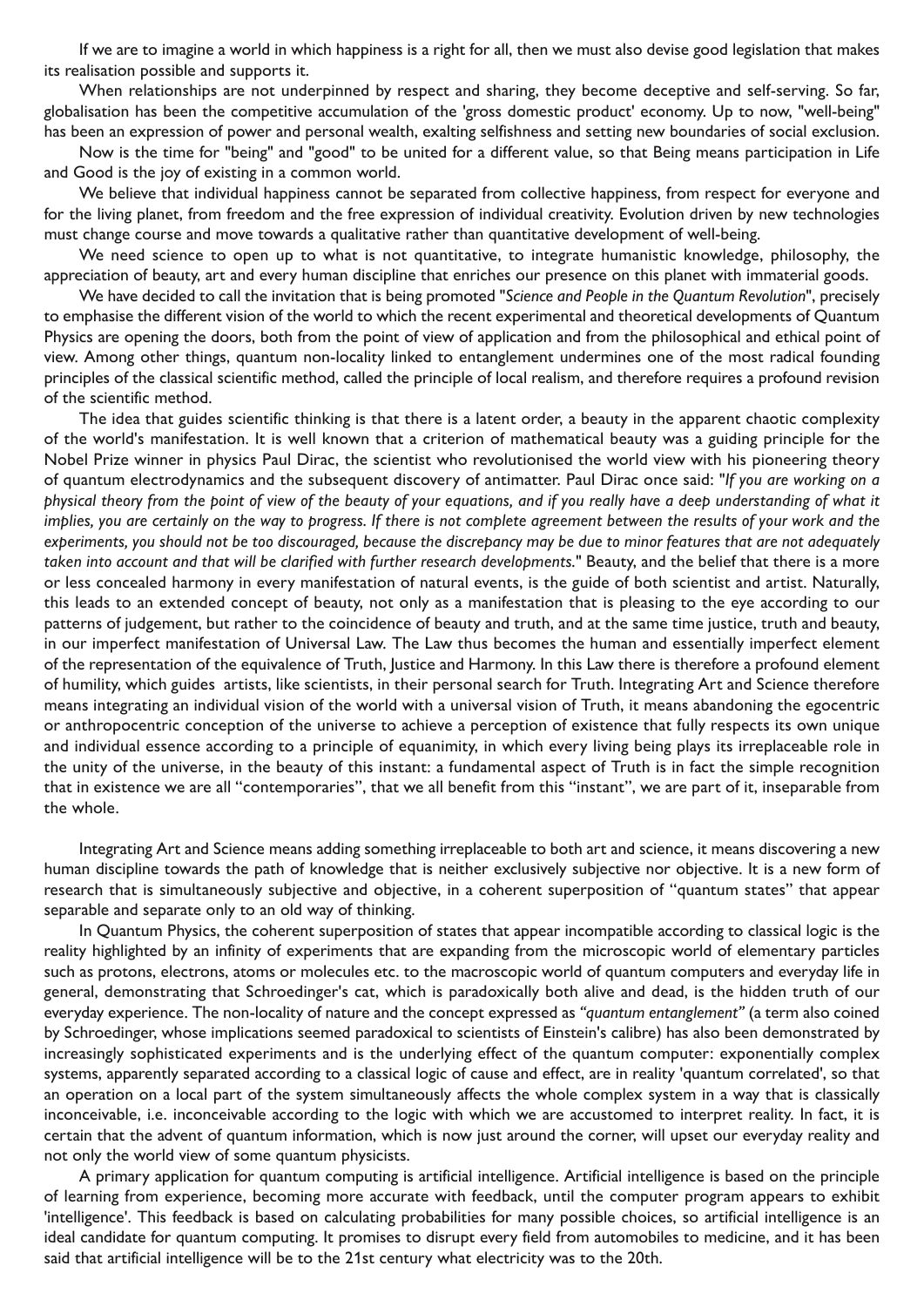If we are to imagine a world in which happiness is a right for all, then we must also devise good legislation that makes its realisation possible and supports it.

When relationships are not underpinned by respect and sharing, they become deceptive and self-serving. So far, globalisation has been the competitive accumulation of the 'gross domestic product' economy. Up to now, "well-being" has been an expression of power and personal wealth, exalting selfishness and setting new boundaries of social exclusion.

Now is the time for "being" and "good" to be united for a different value, so that Being means participation in Life and Good is the joy of existing in a common world.

We believe that individual happiness cannot be separated from collective happiness, from respect for everyone and for the living planet, from freedom and the free expression of individual creativity. Evolution driven by new technologies must change course and move towards a qualitative rather than quantitative development of well-being.

We need science to open up to what is not quantitative, to integrate humanistic knowledge, philosophy, the appreciation of beauty, art and every human discipline that enriches our presence on this planet with immaterial goods.

We have decided to call the invitation that is being promoted "*Science and People in the Quantum Revolution*", precisely to emphasise the different vision of the world to which the recent experimental and theoretical developments of Quantum Physics are opening the doors, both from the point of view of application and from the philosophical and ethical point of view. Among other things, quantum non-locality linked to entanglement undermines one of the most radical founding principles of the classical scientific method, called the principle of local realism, and therefore requires a profound revision of the scientific method.

The idea that guides scientific thinking is that there is a latent order, a beauty in the apparent chaotic complexity of the world's manifestation. It is well known that a criterion of mathematical beauty was a guiding principle for the Nobel Prize winner in physics Paul Dirac, the scientist who revolutionised the world view with his pioneering theory of quantum electrodynamics and the subsequent discovery of antimatter. Paul Dirac once said: "*If you are working on a physical theory from the point of view of the beauty of your equations, and if you really have a deep understanding of what it implies, you are certainly on the way to progress. If there is not complete agreement between the results of your work and the experiments, you should not be too discouraged, because the discrepancy may be due to minor features that are not adequately taken into account and that will be clarified with further research developments.*" Beauty, and the belief that there is a more or less concealed harmony in every manifestation of natural events, is the guide of both scientist and artist. Naturally, this leads to an extended concept of beauty, not only as a manifestation that is pleasing to the eye according to our patterns of judgement, but rather to the coincidence of beauty and truth, and at the same time justice, truth and beauty, in our imperfect manifestation of Universal Law. The Law thus becomes the human and essentially imperfect element of the representation of the equivalence of Truth, Justice and Harmony. In this Law there is therefore a profound element of humility, which guides artists, like scientists, in their personal search for Truth. Integrating Art and Science therefore means integrating an individual vision of the world with a universal vision of Truth, it means abandoning the egocentric or anthropocentric conception of the universe to achieve a perception of existence that fully respects its own unique and individual essence according to a principle of equanimity, in which every living being plays its irreplaceable role in the unity of the universe, in the beauty of this instant: a fundamental aspect of Truth is in fact the simple recognition that in existence we are all "contemporaries", that we all benefit from this "instant", we are part of it, inseparable from the whole.

Integrating Art and Science means adding something irreplaceable to both art and science, it means discovering a new human discipline towards the path of knowledge that is neither exclusively subjective nor objective. It is a new form of research that is simultaneously subjective and objective, in a coherent superposition of "quantum states" that appear separable and separate only to an old way of thinking.

In Quantum Physics, the coherent superposition of states that appear incompatible according to classical logic is the reality highlighted by an infinity of experiments that are expanding from the microscopic world of elementary particles such as protons, electrons, atoms or molecules etc. to the macroscopic world of quantum computers and everyday life in general, demonstrating that Schroedinger's cat, which is paradoxically both alive and dead, is the hidden truth of our everyday experience. The non-locality of nature and the concept expressed as *"quantum entanglement"* (a term also coined by Schroedinger, whose implications seemed paradoxical to scientists of Einstein's calibre) has also been demonstrated by increasingly sophisticated experiments and is the underlying effect of the quantum computer: exponentially complex systems, apparently separated according to a classical logic of cause and effect, are in reality 'quantum correlated', so that an operation on a local part of the system simultaneously affects the whole complex system in a way that is classically inconceivable, i.e. inconceivable according to the logic with which we are accustomed to interpret reality. In fact, it is certain that the advent of quantum information, which is now just around the corner, will upset our everyday reality and not only the world view of some quantum physicists.

A primary application for quantum computing is artificial intelligence. Artificial intelligence is based on the principle of learning from experience, becoming more accurate with feedback, until the computer program appears to exhibit 'intelligence'. This feedback is based on calculating probabilities for many possible choices, so artificial intelligence is an ideal candidate for quantum computing. It promises to disrupt every field from automobiles to medicine, and it has been said that artificial intelligence will be to the 21st century what electricity was to the 20th.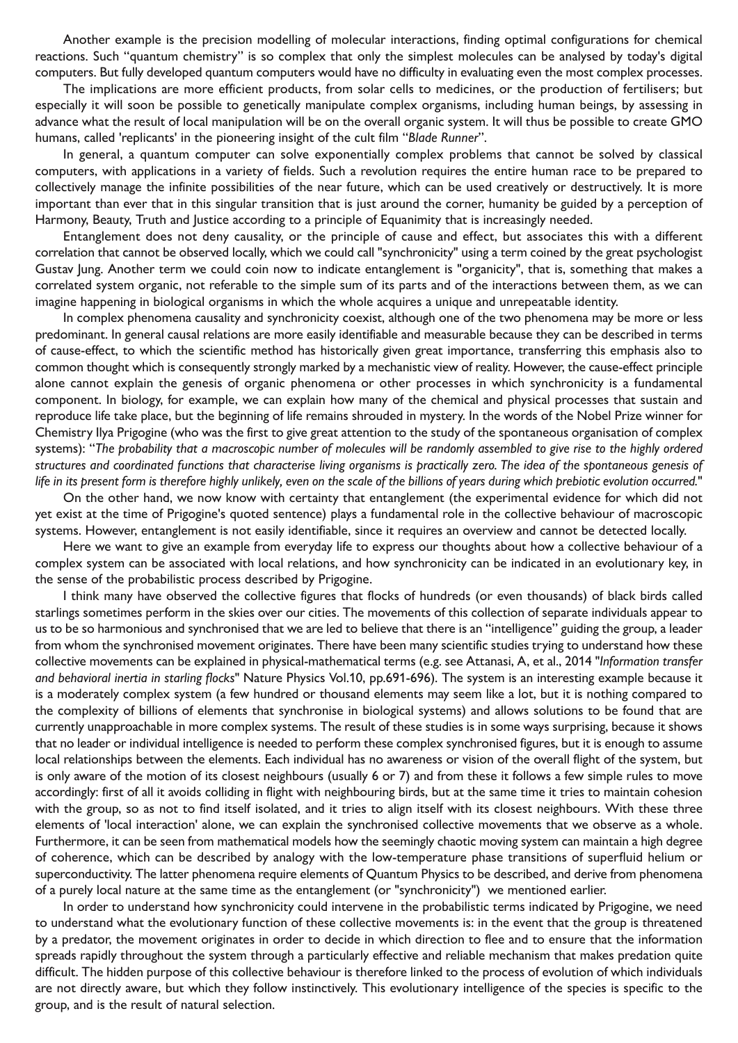Another example is the precision modelling of molecular interactions, finding optimal configurations for chemical reactions. Such "quantum chemistry" is so complex that only the simplest molecules can be analysed by today's digital computers. But fully developed quantum computers would have no difficulty in evaluating even the most complex processes.

The implications are more efficient products, from solar cells to medicines, or the production of fertilisers; but especially it will soon be possible to genetically manipulate complex organisms, including human beings, by assessing in advance what the result of local manipulation will be on the overall organic system. It will thus be possible to create GMO humans, called 'replicants' in the pioneering insight of the cult film "*Blade Runner*".

In general, a quantum computer can solve exponentially complex problems that cannot be solved by classical computers, with applications in a variety of fields. Such a revolution requires the entire human race to be prepared to collectively manage the infinite possibilities of the near future, which can be used creatively or destructively. It is more important than ever that in this singular transition that is just around the corner, humanity be guided by a perception of Harmony, Beauty, Truth and Justice according to a principle of Equanimity that is increasingly needed.

Entanglement does not deny causality, or the principle of cause and effect, but associates this with a different correlation that cannot be observed locally, which we could call "synchronicity" using a term coined by the great psychologist Gustav Jung. Another term we could coin now to indicate entanglement is "organicity", that is, something that makes a correlated system organic, not referable to the simple sum of its parts and of the interactions between them, as we can imagine happening in biological organisms in which the whole acquires a unique and unrepeatable identity.

In complex phenomena causality and synchronicity coexist, although one of the two phenomena may be more or less predominant. In general causal relations are more easily identifiable and measurable because they can be described in terms of cause-effect, to which the scientific method has historically given great importance, transferring this emphasis also to common thought which is consequently strongly marked by a mechanistic view of reality. However, the cause-effect principle alone cannot explain the genesis of organic phenomena or other processes in which synchronicity is a fundamental component. In biology, for example, we can explain how many of the chemical and physical processes that sustain and reproduce life take place, but the beginning of life remains shrouded in mystery. In the words of the Nobel Prize winner for Chemistry Ilya Prigogine (who was the first to give great attention to the study of the spontaneous organisation of complex systems): "*The probability that a macroscopic number of molecules will be randomly assembled to give rise to the highly ordered structures and coordinated functions that characterise living organisms is practically zero. The idea of the spontaneous genesis of life in its present form is therefore highly unlikely, even on the scale of the billions of years during which prebiotic evolution occurred.*"

On the other hand, we now know with certainty that entanglement (the experimental evidence for which did not yet exist at the time of Prigogine's quoted sentence) plays a fundamental role in the collective behaviour of macroscopic systems. However, entanglement is not easily identifiable, since it requires an overview and cannot be detected locally.

Here we want to give an example from everyday life to express our thoughts about how a collective behaviour of a complex system can be associated with local relations, and how synchronicity can be indicated in an evolutionary key, in the sense of the probabilistic process described by Prigogine.

I think many have observed the collective figures that flocks of hundreds (or even thousands) of black birds called starlings sometimes perform in the skies over our cities. The movements of this collection of separate individuals appear to us to be so harmonious and synchronised that we are led to believe that there is an "intelligence" guiding the group, a leader from whom the synchronised movement originates. There have been many scientific studies trying to understand how these collective movements can be explained in physical-mathematical terms (e.g. see Attanasi, A, et al., 2014 "*Information transfer and behavioral inertia in starling flocks*" Nature Physics Vol.10, pp.691-696). The system is an interesting example because it is a moderately complex system (a few hundred or thousand elements may seem like a lot, but it is nothing compared to the complexity of billions of elements that synchronise in biological systems) and allows solutions to be found that are currently unapproachable in more complex systems. The result of these studies is in some ways surprising, because it shows that no leader or individual intelligence is needed to perform these complex synchronised figures, but it is enough to assume local relationships between the elements. Each individual has no awareness or vision of the overall flight of the system, but is only aware of the motion of its closest neighbours (usually 6 or 7) and from these it follows a few simple rules to move accordingly: first of all it avoids colliding in flight with neighbouring birds, but at the same time it tries to maintain cohesion with the group, so as not to find itself isolated, and it tries to align itself with its closest neighbours. With these three elements of 'local interaction' alone, we can explain the synchronised collective movements that we observe as a whole. Furthermore, it can be seen from mathematical models how the seemingly chaotic moving system can maintain a high degree of coherence, which can be described by analogy with the low-temperature phase transitions of superfluid helium or superconductivity. The latter phenomena require elements of Quantum Physics to be described, and derive from phenomena of a purely local nature at the same time as the entanglement (or "synchronicity") we mentioned earlier.

In order to understand how synchronicity could intervene in the probabilistic terms indicated by Prigogine, we need to understand what the evolutionary function of these collective movements is: in the event that the group is threatened by a predator, the movement originates in order to decide in which direction to flee and to ensure that the information spreads rapidly throughout the system through a particularly effective and reliable mechanism that makes predation quite difficult. The hidden purpose of this collective behaviour is therefore linked to the process of evolution of which individuals are not directly aware, but which they follow instinctively. This evolutionary intelligence of the species is specific to the group, and is the result of natural selection.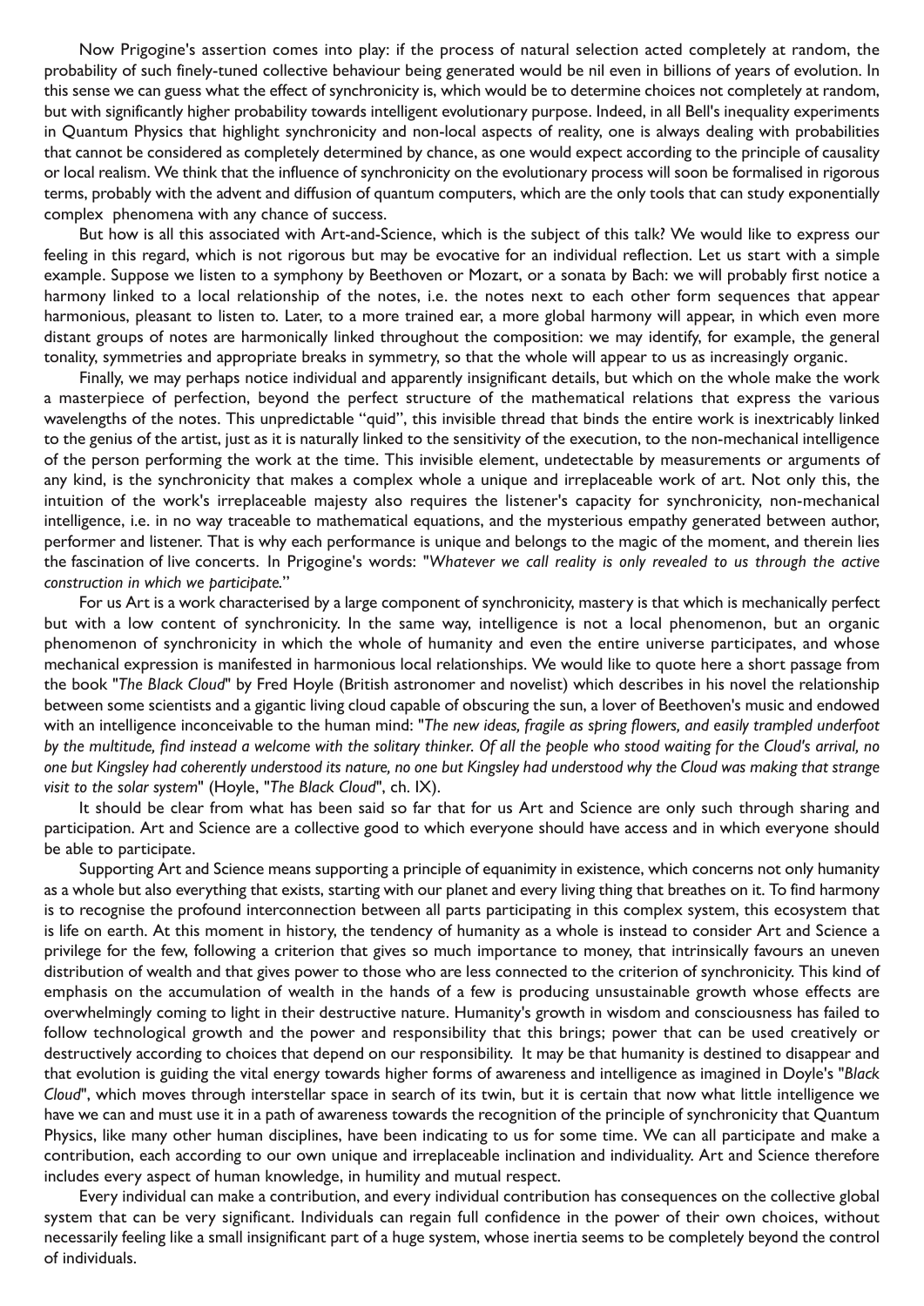Now Prigogine's assertion comes into play: if the process of natural selection acted completely at random, the probability of such finely-tuned collective behaviour being generated would be nil even in billions of years of evolution. In this sense we can guess what the effect of synchronicity is, which would be to determine choices not completely at random, but with significantly higher probability towards intelligent evolutionary purpose. Indeed, in all Bell's inequality experiments in Quantum Physics that highlight synchronicity and non-local aspects of reality, one is always dealing with probabilities that cannot be considered as completely determined by chance, as one would expect according to the principle of causality or local realism. We think that the influence of synchronicity on the evolutionary process will soon be formalised in rigorous terms, probably with the advent and diffusion of quantum computers, which are the only tools that can study exponentially complex phenomena with any chance of success.

But how is all this associated with Art-and-Science, which is the subject of this talk? We would like to express our feeling in this regard, which is not rigorous but may be evocative for an individual reflection. Let us start with a simple example. Suppose we listen to a symphony by Beethoven or Mozart, or a sonata by Bach: we will probably first notice a harmony linked to a local relationship of the notes, i.e. the notes next to each other form sequences that appear harmonious, pleasant to listen to. Later, to a more trained ear, a more global harmony will appear, in which even more distant groups of notes are harmonically linked throughout the composition: we may identify, for example, the general tonality, symmetries and appropriate breaks in symmetry, so that the whole will appear to us as increasingly organic.

Finally, we may perhaps notice individual and apparently insignificant details, but which on the whole make the work a masterpiece of perfection, beyond the perfect structure of the mathematical relations that express the various wavelengths of the notes. This unpredictable "quid", this invisible thread that binds the entire work is inextricably linked to the genius of the artist, just as it is naturally linked to the sensitivity of the execution, to the non-mechanical intelligence of the person performing the work at the time. This invisible element, undetectable by measurements or arguments of any kind, is the synchronicity that makes a complex whole a unique and irreplaceable work of art. Not only this, the intuition of the work's irreplaceable majesty also requires the listener's capacity for synchronicity, non-mechanical intelligence, i.e. in no way traceable to mathematical equations, and the mysterious empathy generated between author, performer and listener. That is why each performance is unique and belongs to the magic of the moment, and therein lies the fascination of live concerts. In Prigogine's words: "*Whatever we call reality is only revealed to us through the active construction in which we participate.*"

For us Art is a work characterised by a large component of synchronicity, mastery is that which is mechanically perfect but with a low content of synchronicity. In the same way, intelligence is not a local phenomenon, but an organic phenomenon of synchronicity in which the whole of humanity and even the entire universe participates, and whose mechanical expression is manifested in harmonious local relationships. We would like to quote here a short passage from the book "*The Black Cloud*" by Fred Hoyle (British astronomer and novelist) which describes in his novel the relationship between some scientists and a gigantic living cloud capable of obscuring the sun, a lover of Beethoven's music and endowed with an intelligence inconceivable to the human mind: "*The new ideas, fragile as spring flowers, and easily trampled underfoot by the multitude, find instead a welcome with the solitary thinker. Of all the people who stood waiting for the Cloud's arrival, no one but Kingsley had coherently understood its nature, no one but Kingsley had understood why the Cloud was making that strange visit to the solar system*" (Hoyle, "*The Black Cloud*", ch. IX).

It should be clear from what has been said so far that for us Art and Science are only such through sharing and participation. Art and Science are a collective good to which everyone should have access and in which everyone should be able to participate.

Supporting Art and Science means supporting a principle of equanimity in existence, which concerns not only humanity as a whole but also everything that exists, starting with our planet and every living thing that breathes on it. To find harmony is to recognise the profound interconnection between all parts participating in this complex system, this ecosystem that is life on earth. At this moment in history, the tendency of humanity as a whole is instead to consider Art and Science a privilege for the few, following a criterion that gives so much importance to money, that intrinsically favours an uneven distribution of wealth and that gives power to those who are less connected to the criterion of synchronicity. This kind of emphasis on the accumulation of wealth in the hands of a few is producing unsustainable growth whose effects are overwhelmingly coming to light in their destructive nature. Humanity's growth in wisdom and consciousness has failed to follow technological growth and the power and responsibility that this brings; power that can be used creatively or destructively according to choices that depend on our responsibility. It may be that humanity is destined to disappear and that evolution is guiding the vital energy towards higher forms of awareness and intelligence as imagined in Doyle's "*Black Cloud*", which moves through interstellar space in search of its twin, but it is certain that now what little intelligence we have we can and must use it in a path of awareness towards the recognition of the principle of synchronicity that Quantum Physics, like many other human disciplines, have been indicating to us for some time. We can all participate and make a contribution, each according to our own unique and irreplaceable inclination and individuality. Art and Science therefore includes every aspect of human knowledge, in humility and mutual respect.

Every individual can make a contribution, and every individual contribution has consequences on the collective global system that can be very significant. Individuals can regain full confidence in the power of their own choices, without necessarily feeling like a small insignificant part of a huge system, whose inertia seems to be completely beyond the control of individuals.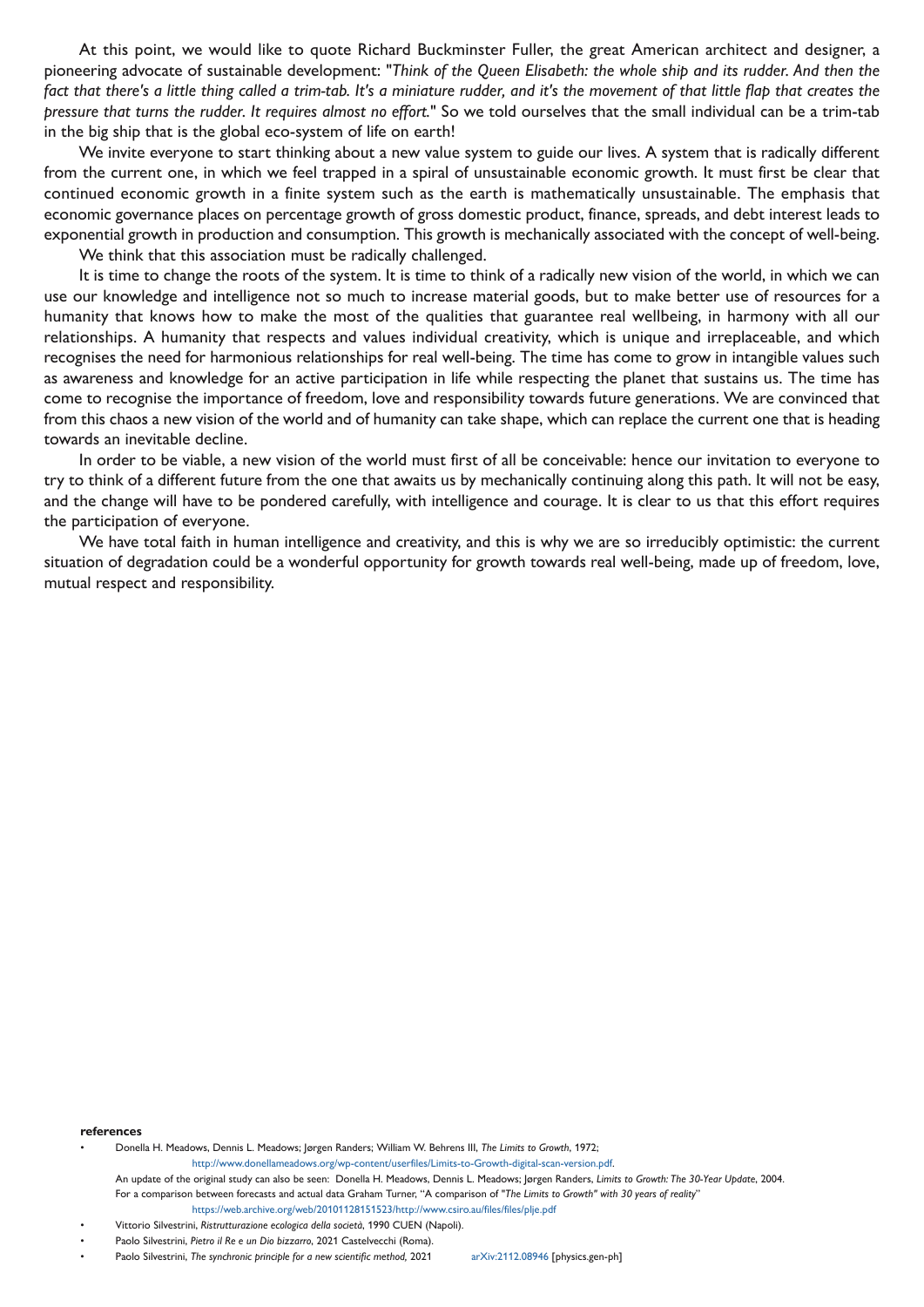At this point, we would like to quote Richard Buckminster Fuller, the great American architect and designer, a pioneering advocate of sustainable development: "*Think of the Queen Elisabeth: the whole ship and its rudder. And then the fact that there's a little thing called a trim-tab. It's a miniature rudder, and it's the movement of that little flap that creates the pressure that turns the rudder. It requires almost no effort.*" So we told ourselves that the small individual can be a trim-tab in the big ship that is the global eco-system of life on earth!

We invite everyone to start thinking about a new value system to guide our lives. A system that is radically different from the current one, in which we feel trapped in a spiral of unsustainable economic growth. It must first be clear that continued economic growth in a finite system such as the earth is mathematically unsustainable. The emphasis that economic governance places on percentage growth of gross domestic product, finance, spreads, and debt interest leads to exponential growth in production and consumption. This growth is mechanically associated with the concept of well-being.

We think that this association must be radically challenged.

It is time to change the roots of the system. It is time to think of a radically new vision of the world, in which we can use our knowledge and intelligence not so much to increase material goods, but to make better use of resources for a humanity that knows how to make the most of the qualities that guarantee real wellbeing, in harmony with all our relationships. A humanity that respects and values individual creativity, which is unique and irreplaceable, and which recognises the need for harmonious relationships for real well-being. The time has come to grow in intangible values such as awareness and knowledge for an active participation in life while respecting the planet that sustains us. The time has come to recognise the importance of freedom, love and responsibility towards future generations. We are convinced that from this chaos a new vision of the world and of humanity can take shape, which can replace the current one that is heading towards an inevitable decline.

In order to be viable, a new vision of the world must first of all be conceivable: hence our invitation to everyone to try to think of a different future from the one that awaits us by mechanically continuing along this path. It will not be easy, and the change will have to be pondered carefully, with intelligence and courage. It is clear to us that this effort requires the participation of everyone.

We have total faith in human intelligence and creativity, and this is why we are so irreducibly optimistic: the current situation of degradation could be a wonderful opportunity for growth towards real well-being, made up of freedom, love, mutual respect and responsibility.

**references**

- Donella H. Meadows, Dennis L. Meadows; Jørgen Randers; William W. Behrens III, *The Limits to Growth*, 1972;
  http://www.donellameadows.org/wp-content/userfiles/Limits-to-Growth-digital-scan-version.pdf.
  An update of the original study can also be seen: Donella H. Meadows, Dennis L. Meadows; Jørgen Randers, *Limits to Growth: The 30-Year Update*, 2004.
  For a comparison between forecasts and actual data Graham Turner, "A comparison of "*The Limits to Growth" with 30 years of reality*"
  https://web.archive.org/web/20101128151523/http://www.csiro.au/files/files/plje.pdf
- Vittorio Silvestrini, *Ristrutturazione ecologica della società*, 1990 CUEN (Napoli).
- Paolo Silvestrini, *Pietro il Re e un Dio bizzarro*, 2021 Castelvecchi (Roma).
- Paolo Silvestrini, *The synchronic principle for a new scientific method,* 2021 arXiv:2112.08946 [physics.gen-ph]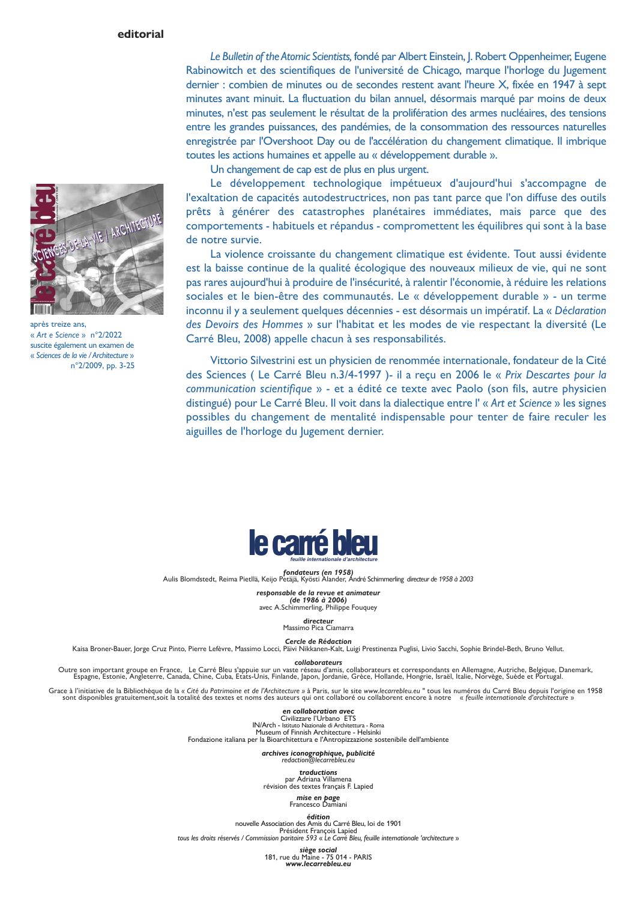**editorial**

*Le Bulletin of the Atomic Scientists,* fondé par Albert Einstein, J. Robert Oppenheimer, Eugene Rabinowitch et des scientifiques de l'université de Chicago, marque l'horloge du Jugement dernier : combien de minutes ou de secondes restent avant l'heure X, fixée en 1947 à sept minutes avant minuit. La fluctuation du bilan annuel, désormais marqué par moins de deux minutes, n'est pas seulement le résultat de la prolifération des armes nucléaires, des tensions entre les grandes puissances, des pandémies, de la consommation des ressources naturelles enregistrée par l'Overshoot Day ou de l'accélération du changement climatique. Il imbrique toutes les actions humaines et appelle au « développement durable ».

Un changement de cap est de plus en plus urgent.

Le développement technologique impétueux d'aujourd'hui s'accompagne de l'exaltation de capacités autodestructrices, non pas tant parce que l'on diffuse des outils prêts à générer des catastrophes planétaires immédiates, mais parce que des comportements - habituels et répandus - compromettent les équilibres qui sont à la base de notre survie.

La violence croissante du changement climatique est évidente. Tout aussi évidente est la baisse continue de la qualité écologique des nouveaux milieux de vie, qui ne sont pas rares aujourd'hui à produire de l'insécurité, à ralentir l'économie, à réduire les relations sociales et le bien-être des communautés. Le « développement durable » - un terme inconnu il y a seulement quelques décennies - est désormais un impératif. La « *Déclaration des Devoirs des Hommes* » sur l'habitat et les modes de vie respectant la diversité (Le Carré Bleu, 2008) appelle chacun à ses responsabilités.

Vittorio Silvestrini est un physicien de renommée internationale, fondateur de la Cité des Sciences ( Le Carré Bleu n.3/4-1997 )- il a reçu en 2006 le « *Prix Descartes pour la communication scientifique* » - et a édité ce texte avec Paolo (son fils, autre physicien distingué) pour Le Carré Bleu. Il voit dans la dialectique entre l' « *Art et Science* » les signes possibles du changement de mentalité indispensable pour tenter de faire reculer les aiguilles de l'horloge du Jugement dernier.

après treize ans,
« *Art e Science* » n°2/2022
suscite également un examen de
« *Sciences de la vie / Architecture* »
n°2/2009, pp. 3-25

**le carré bleu**
*feuille internationale d'architecture*

***fondateurs (en 1958)***
Aulis Blomdstedt, Reima Pietllä, Keijo Petäjä, Kyösti Alander, André Schimmerling *directeur de 1958 à 2003*

***responsable de la revue et animateur***
***(de 1986 à 2006)***
avec A.Schimmerling, Philippe Fouquey

***directeur***
Massimo Pica Ciamarra

***Cercle de Rédaction***
Kaisa Broner-Bauer, Jorge Cruz Pinto, Pierre Lefèvre, Massimo Locci, Päivi Nikkanen-Kalt, Luigi Prestinenza Puglisi, Livio Sacchi, Sophie Brindel-Beth, Bruno Vellut.

***collaborateurs***
Outre son important groupe en France, Le Carré Bleu s'appuie sur un vaste réseau d'amis, collaborateurs et correspondants en Allemagne, Autriche, Belgique, Danemark, Espagne, Estonie, Angleterre, Canada, Chine, Cuba, Etats-Unis, Finlande, Japon, Jordanie, Grèce, Hollande, Hongrie, Israël, Italie, Norvège, Suède et Portugal.

Grace à l'initiative de la Bibliothèque de la *« Cité du Patrimoine et de l'Architecture »* à Paris, sur le site *www.lecarrebleu.eu* " tous les numéros du Carré Bleu depuis l'origine en 1958 sont disponibles gratuitement,soit la totalité des textes et noms des auteurs qui ont collaboré ou collaborent encore à notre « *feuille internationale d'architecture* »

***en collaboration avec***
Civilizzare l'Urbano ETS
IN/Arch - Istituto Nazionale di Architettura - Roma
Museum of Finnish Architecture - Helsinki
Fondazione italiana per la Bioarchitettura e l'Antropizzazione sostenibile dell'ambiente

***archives iconographique, publicité***
*redaction@lecarrebleu.eu*

***traductions***
par Adriana Villamena
révision des textes français F. Lapied

***mise en page***
Francesco Damiani

***édition***
nouvelle Association des Amis du Carré Bleu, loi de 1901
Président François Lapied
*tous les droits réservés / Commission paritaire 593 « Le Carré Bleu, feuille internationale 'architecture »*

***siège social***
181, rue du Maine - 75 014 - PARIS
***www.lecarrebleu.eu***